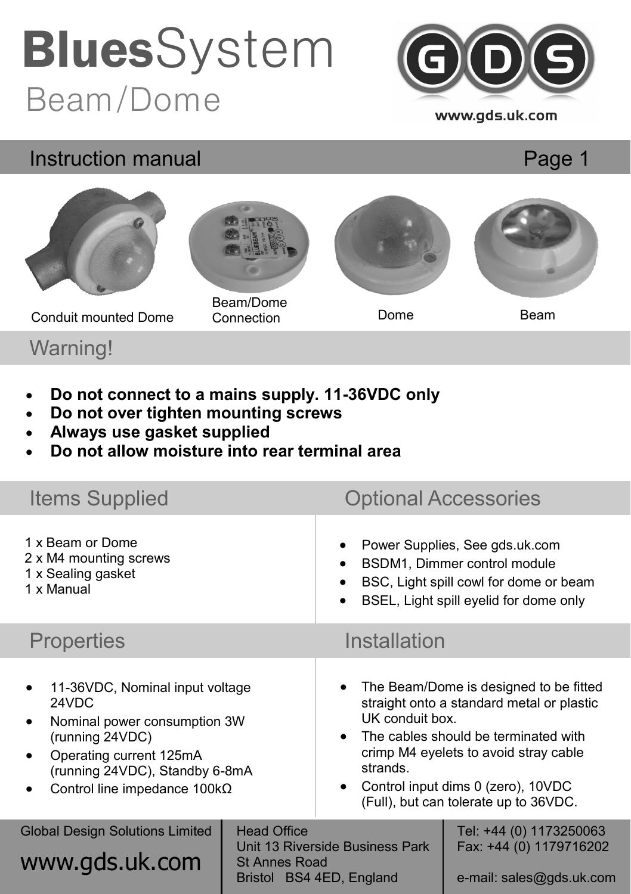# BluesSystem
## Beam/Dome

www.gds.uk.com

## Instruction manual

Conduit mounted Dome

Beam/Dome Connection

Dome

Beam

## Warning!

- **Do not connect to a mains supply. 11-36VDC only**
- **Do not over tighten mounting screws**
- **Always use gasket supplied**
- **Do not allow moisture into rear terminal area**

## Items Supplied

1 x Beam or Dome
2 x M4 mounting screws
1 x Sealing gasket
1 x Manual

## Optional Accessories

- Power Supplies, See gds.uk.com
- BSDM1, Dimmer control module
- BSC, Light spill cowl for dome or beam
- BSEL, Light spill eyelid for dome only

## Properties

- 11-36VDC, Nominal input voltage 24VDC
- Nominal power consumption 3W (running 24VDC)
- Operating current 125mA (running 24VDC), Standby 6-8mA
- Control line impedance 100kΩ

## Installation

- The Beam/Dome is designed to be fitted straight onto a standard metal or plastic UK conduit box.
- The cables should be terminated with crimp M4 eyelets to avoid stray cable strands.
- Control input dims 0 (zero), 10VDC (Full), but can tolerate up to 36VDC.

Global Design Solutions Limited
www.gds.uk.com

Head Office
Unit 13 Riverside Business Park
St Annes Road
Bristol BS4 4ED, England

Tel: +44 (0) 1173250063
Fax: +44 (0) 1179716202
e-mail: sales@gds.uk.com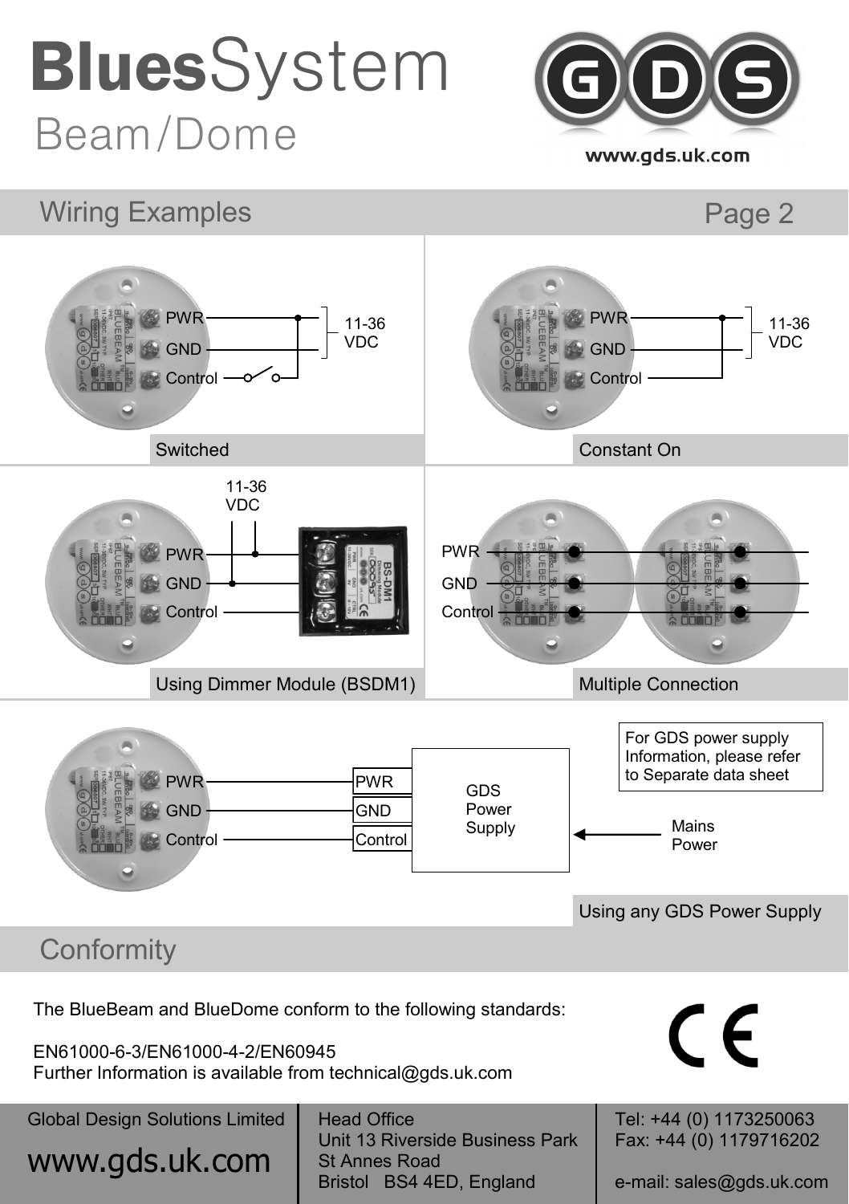# BluesSystem

## Beam/Dome

www.gds.uk.com

## Wiring Examples

PWR
GND
Control
11-36 VDC

Switched

PWR
GND
Control
11-36 VDC

Constant On

11-36 VDC
PWR
GND
Control
BS-DM1

Using Dimmer Module (BSDM1)

PWR
GND
Control

Multiple Connection

PWR
GND
Control
PWR
GND
Control
GDS Power Supply
Mains Power

For GDS power supply Information, please refer to Separate data sheet

Using any GDS Power Supply

## Conformity

The BlueBeam and BlueDome conform to the following standards:

EN61000-6-3/EN61000-4-2/EN60945
Further Information is available from technical@gds.uk.com

CE

Global Design Solutions Limited
www.gds.uk.com

Head Office
Unit 13 Riverside Business Park
St Annes Road
Bristol BS4 4ED, England

Tel: +44 (0) 1173250063
Fax: +44 (0) 1179716202

e-mail: sales@gds.uk.com